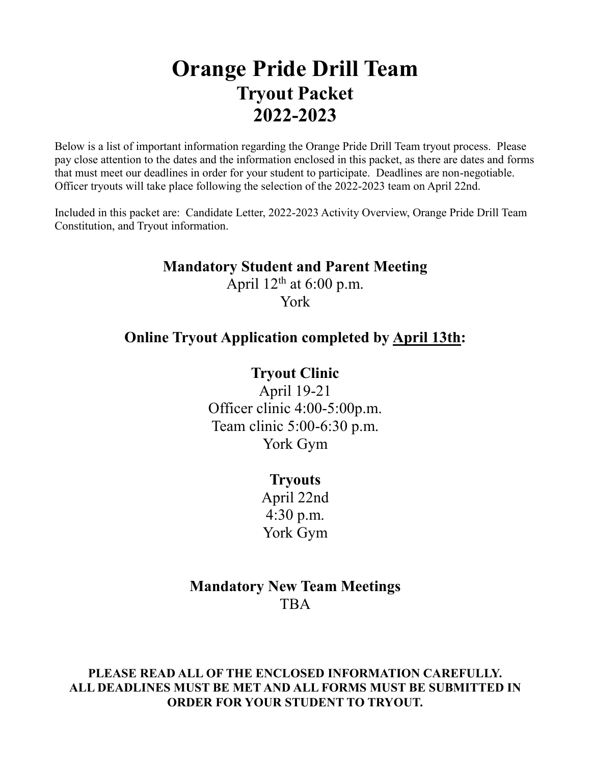# Orange Pride Drill Team
## Tryout Packet
## 2022-2023

Below is a list of important information regarding the Orange Pride Drill Team tryout process. Please pay close attention to the dates and the information enclosed in this packet, as there are dates and forms that must meet our deadlines in order for your student to participate. Deadlines are non-negotiable. Officer tryouts will take place following the selection of the 2022-2023 team on April 22nd.

Included in this packet are: Candidate Letter, 2022-2023 Activity Overview, Orange Pride Drill Team Constitution, and Tryout information.

### Mandatory Student and Parent Meeting

April 12th at 6:00 p.m.
York

### Online Tryout Application completed by April 13th:

### Tryout Clinic

April 19-21
Officer clinic 4:00-5:00p.m.
Team clinic 5:00-6:30 p.m.
York Gym

### Tryouts

April 22nd
4:30 p.m.
York Gym

### Mandatory New Team Meetings

TBA

**PLEASE READ ALL OF THE ENCLOSED INFORMATION CAREFULLY. ALL DEADLINES MUST BE MET AND ALL FORMS MUST BE SUBMITTED IN ORDER FOR YOUR STUDENT TO TRYOUT.**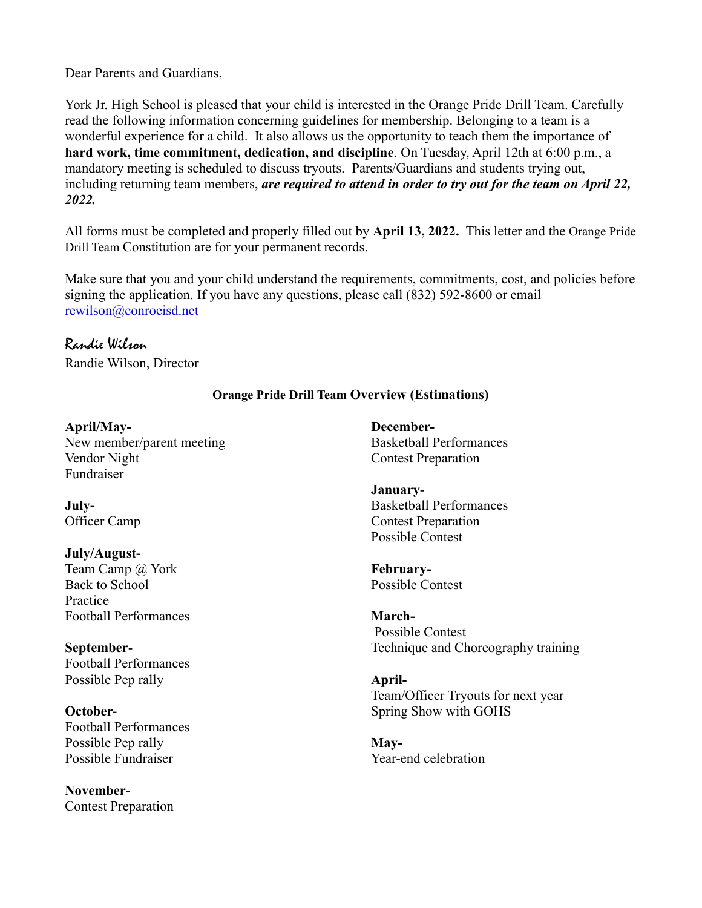Dear Parents and Guardians,

York Jr. High School is pleased that your child is interested in the Orange Pride Drill Team. Carefully read the following information concerning guidelines for membership. Belonging to a team is a wonderful experience for a child. It also allows us the opportunity to teach them the importance of **hard work, time commitment, dedication, and discipline**. On Tuesday, April 12th at 6:00 p.m., a mandatory meeting is scheduled to discuss tryouts. Parents/Guardians and students trying out, including returning team members, ***are required to attend in order to try out for the team on April 22, 2022.***

All forms must be completed and properly filled out by **April 13, 2022.** This letter and the Orange Pride Drill Team Constitution are for your permanent records.

Make sure that you and your child understand the requirements, commitments, cost, and policies before signing the application. If you have any questions, please call (832) 592-8600 or email rewilson@conroeisd.net

*Randie Wilson*
Randie Wilson, Director

**Orange Pride Drill Team Overview (Estimations)**

**April/May-**
New member/parent meeting
Vendor Night
Fundraiser

**July-**
Officer Camp

**July/August-**
Team Camp @ York
Back to School
Practice
Football Performances

**September-**
Football Performances
Possible Pep rally

**October-**
Football Performances
Possible Pep rally
Possible Fundraiser

**November-**
Contest Preparation

**December-**
Basketball Performances
Contest Preparation

**January-**
Basketball Performances
Contest Preparation
Possible Contest

**February-**
Possible Contest

**March-**
Possible Contest
Technique and Choreography training

**April-**
Team/Officer Tryouts for next year
Spring Show with GOHS

**May-**
Year-end celebration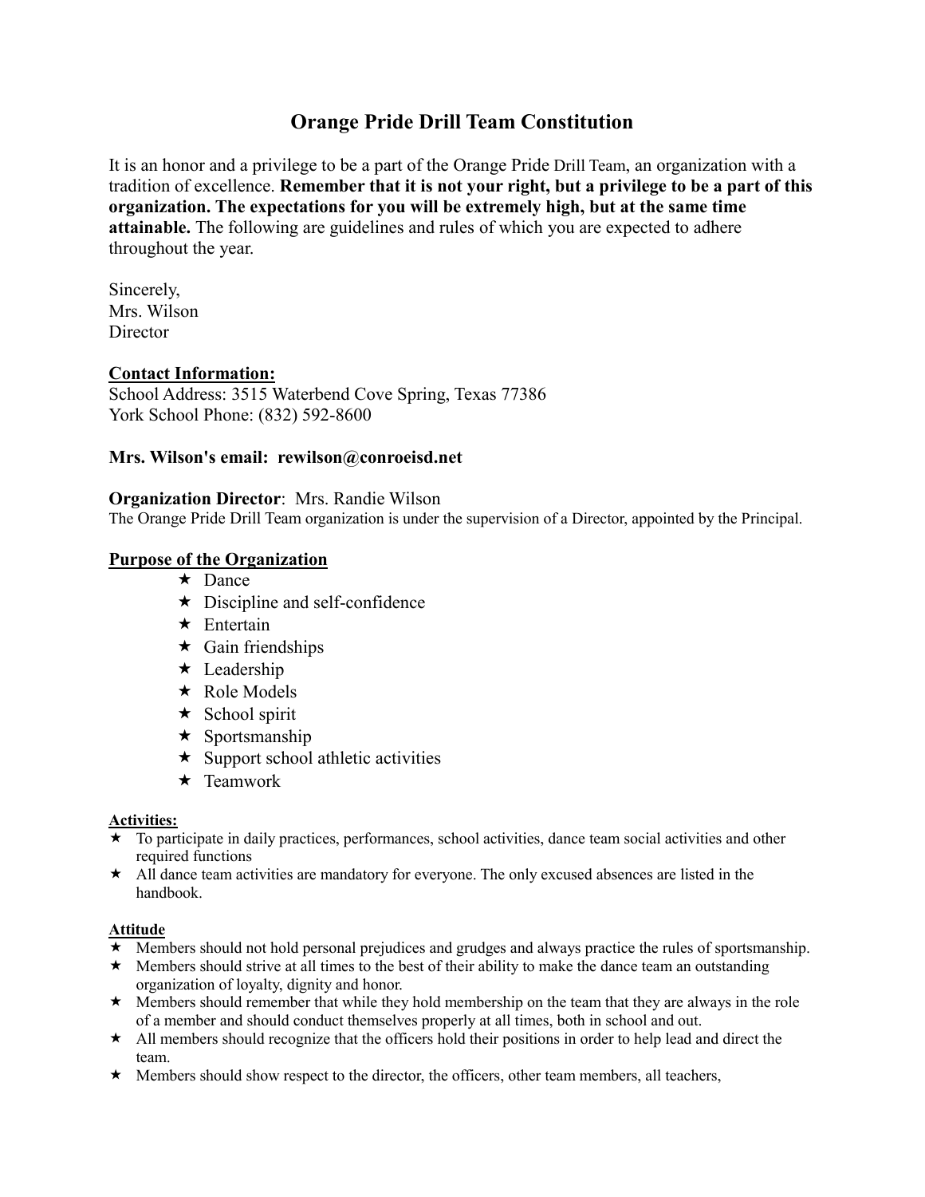# Orange Pride Drill Team Constitution

It is an honor and a privilege to be a part of the Orange Pride Drill Team, an organization with a tradition of excellence. **Remember that it is not your right, but a privilege to be a part of this organization. The expectations for you will be extremely high, but at the same time attainable.** The following are guidelines and rules of which you are expected to adhere throughout the year.

Sincerely,
Mrs. Wilson
Director

**Contact Information:**
School Address: 3515 Waterbend Cove Spring, Texas 77386
York School Phone: (832) 592-8600

**Mrs. Wilson's email: rewilson@conroeisd.net**

**Organization Director**: Mrs. Randie Wilson
The Orange Pride Drill Team organization is under the supervision of a Director, appointed by the Principal.

**Purpose of the Organization**

- ★ Dance
- ★ Discipline and self-confidence
- ★ Entertain
- ★ Gain friendships
- ★ Leadership
- ★ Role Models
- ★ School spirit
- ★ Sportsmanship
- ★ Support school athletic activities
- ★ Teamwork

**Activities:**

- ★ To participate in daily practices, performances, school activities, dance team social activities and other required functions
- ★ All dance team activities are mandatory for everyone. The only excused absences are listed in the handbook.

**Attitude**

- ★ Members should not hold personal prejudices and grudges and always practice the rules of sportsmanship.
- ★ Members should strive at all times to the best of their ability to make the dance team an outstanding organization of loyalty, dignity and honor.
- ★ Members should remember that while they hold membership on the team that they are always in the role of a member and should conduct themselves properly at all times, both in school and out.
- ★ All members should recognize that the officers hold their positions in order to help lead and direct the team.
- ★ Members should show respect to the director, the officers, other team members, all teachers,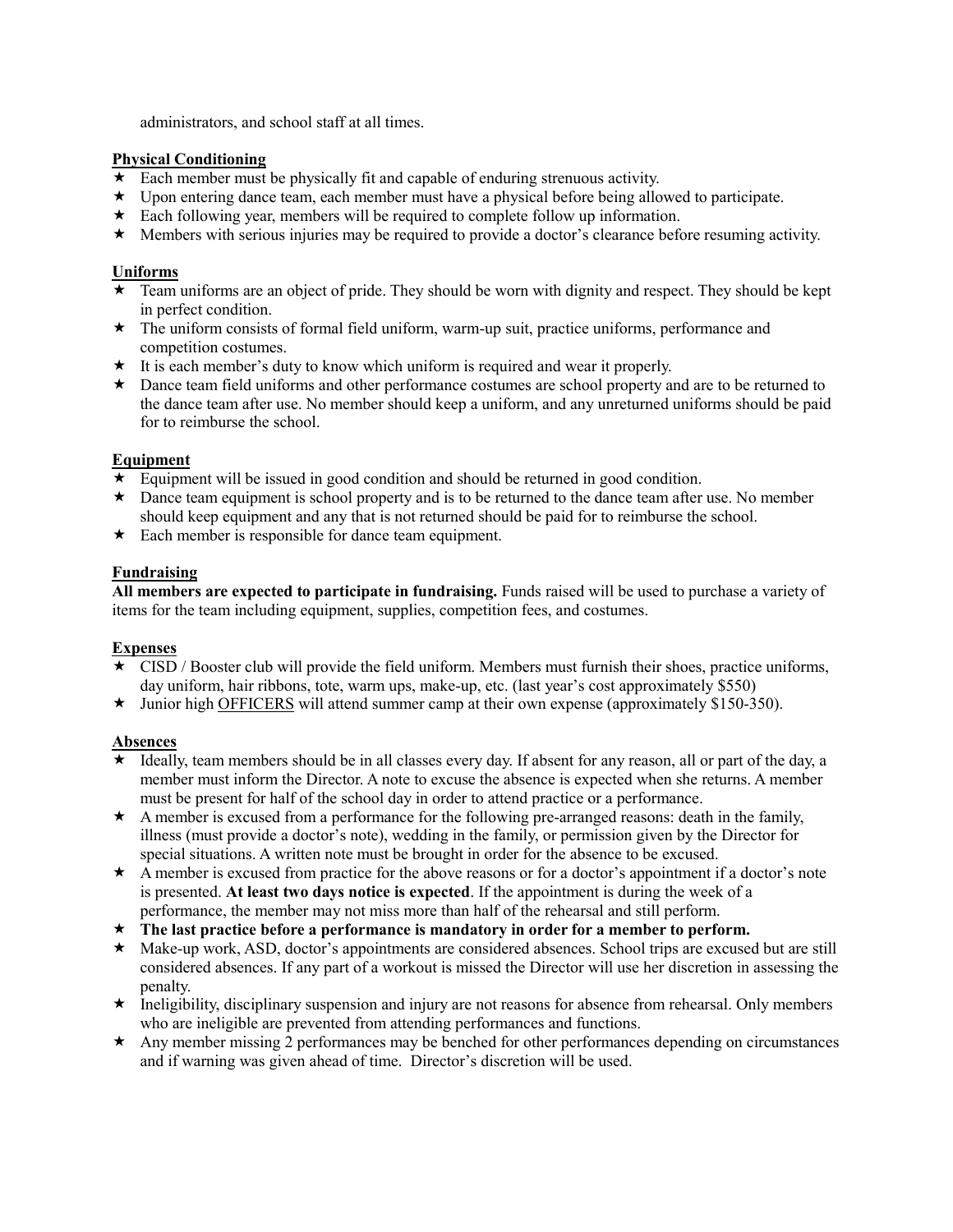administrators, and school staff at all times.

**Physical Conditioning**

- Each member must be physically fit and capable of enduring strenuous activity.
- Upon entering dance team, each member must have a physical before being allowed to participate.
- Each following year, members will be required to complete follow up information.
- Members with serious injuries may be required to provide a doctor's clearance before resuming activity.

**Uniforms**

- Team uniforms are an object of pride. They should be worn with dignity and respect. They should be kept in perfect condition.
- The uniform consists of formal field uniform, warm-up suit, practice uniforms, performance and competition costumes.
- It is each member's duty to know which uniform is required and wear it properly.
- Dance team field uniforms and other performance costumes are school property and are to be returned to the dance team after use. No member should keep a uniform, and any unreturned uniforms should be paid for to reimburse the school.

**Equipment**

- Equipment will be issued in good condition and should be returned in good condition.
- Dance team equipment is school property and is to be returned to the dance team after use. No member should keep equipment and any that is not returned should be paid for to reimburse the school.
- Each member is responsible for dance team equipment.

**Fundraising**

**All members are expected to participate in fundraising.** Funds raised will be used to purchase a variety of items for the team including equipment, supplies, competition fees, and costumes.

**Expenses**

- CISD / Booster club will provide the field uniform. Members must furnish their shoes, practice uniforms, day uniform, hair ribbons, tote, warm ups, make-up, etc. (last year's cost approximately $550)
- Junior high OFFICERS will attend summer camp at their own expense (approximately $150-350).

**Absences**

- Ideally, team members should be in all classes every day. If absent for any reason, all or part of the day, a member must inform the Director. A note to excuse the absence is expected when she returns. A member must be present for half of the school day in order to attend practice or a performance.
- A member is excused from a performance for the following pre-arranged reasons: death in the family, illness (must provide a doctor's note), wedding in the family, or permission given by the Director for special situations. A written note must be brought in order for the absence to be excused.
- A member is excused from practice for the above reasons or for a doctor's appointment if a doctor's note is presented. **At least two days notice is expected**. If the appointment is during the week of a performance, the member may not miss more than half of the rehearsal and still perform.
- **The last practice before a performance is mandatory in order for a member to perform.**
- Make-up work, ASD, doctor's appointments are considered absences. School trips are excused but are still considered absences. If any part of a workout is missed the Director will use her discretion in assessing the penalty.
- Ineligibility, disciplinary suspension and injury are not reasons for absence from rehearsal. Only members who are ineligible are prevented from attending performances and functions.
- Any member missing 2 performances may be benched for other performances depending on circumstances and if warning was given ahead of time. Director's discretion will be used.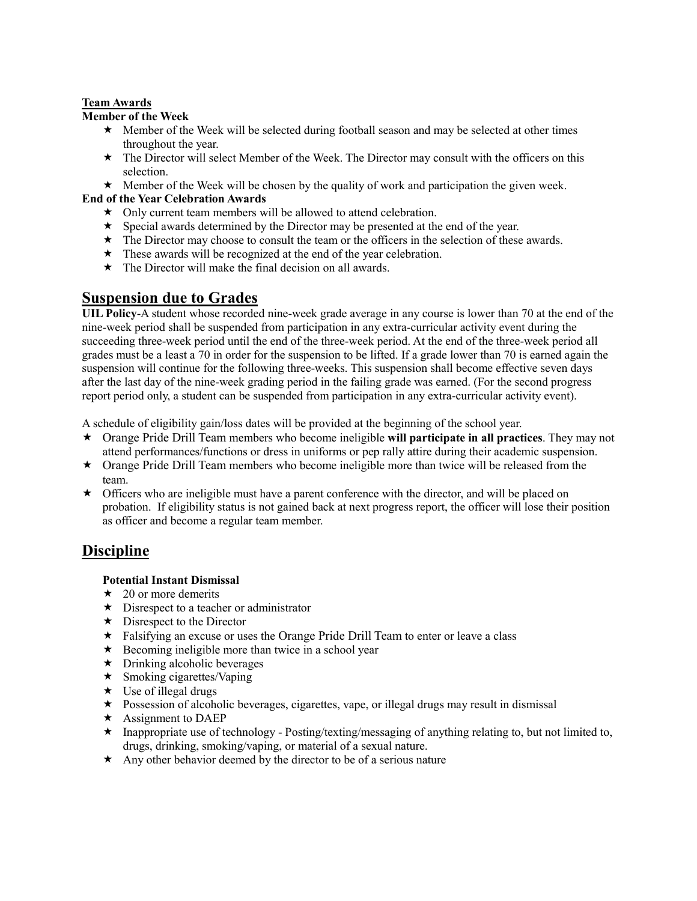### Team Awards

**Member of the Week**

- Member of the Week will be selected during football season and may be selected at other times throughout the year.
- The Director will select Member of the Week. The Director may consult with the officers on this selection.
- Member of the Week will be chosen by the quality of work and participation the given week.

**End of the Year Celebration Awards**

- Only current team members will be allowed to attend celebration.
- Special awards determined by the Director may be presented at the end of the year.
- The Director may choose to consult the team or the officers in the selection of these awards.
- These awards will be recognized at the end of the year celebration.
- The Director will make the final decision on all awards.

## Suspension due to Grades

**UIL Policy**-A student whose recorded nine-week grade average in any course is lower than 70 at the end of the nine-week period shall be suspended from participation in any extra-curricular activity event during the succeeding three-week period until the end of the three-week period. At the end of the three-week period all grades must be a least a 70 in order for the suspension to be lifted. If a grade lower than 70 is earned again the suspension will continue for the following three-weeks. This suspension shall become effective seven days after the last day of the nine-week grading period in the failing grade was earned. (For the second progress report period only, a student can be suspended from participation in any extra-curricular activity event).

A schedule of eligibility gain/loss dates will be provided at the beginning of the school year.

- Orange Pride Drill Team members who become ineligible **will participate in all practices**. They may not attend performances/functions or dress in uniforms or pep rally attire during their academic suspension.
- Orange Pride Drill Team members who become ineligible more than twice will be released from the team.
- Officers who are ineligible must have a parent conference with the director, and will be placed on probation. If eligibility status is not gained back at next progress report, the officer will lose their position as officer and become a regular team member.

## Discipline

**Potential Instant Dismissal**

- 20 or more demerits
- Disrespect to a teacher or administrator
- Disrespect to the Director
- Falsifying an excuse or uses the Orange Pride Drill Team to enter or leave a class
- Becoming ineligible more than twice in a school year
- Drinking alcoholic beverages
- Smoking cigarettes/Vaping
- Use of illegal drugs
- Possession of alcoholic beverages, cigarettes, vape, or illegal drugs may result in dismissal
- Assignment to DAEP
- Inappropriate use of technology - Posting/texting/messaging of anything relating to, but not limited to, drugs, drinking, smoking/vaping, or material of a sexual nature.
- Any other behavior deemed by the director to be of a serious nature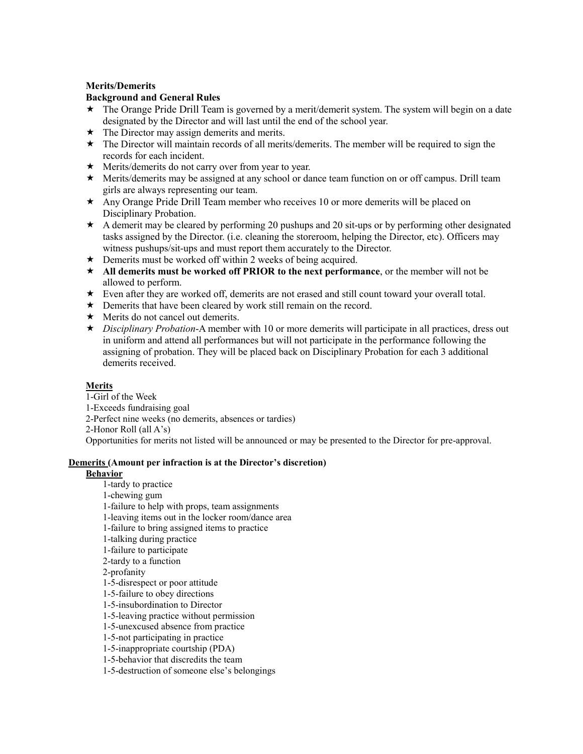**Merits/Demerits**

**Background and General Rules**

- ★ The Orange Pride Drill Team is governed by a merit/demerit system. The system will begin on a date designated by the Director and will last until the end of the school year.
- ★ The Director may assign demerits and merits.
- ★ The Director will maintain records of all merits/demerits. The member will be required to sign the records for each incident.
- ★ Merits/demerits do not carry over from year to year.
- ★ Merits/demerits may be assigned at any school or dance team function on or off campus. Drill team girls are always representing our team.
- ★ Any Orange Pride Drill Team member who receives 10 or more demerits will be placed on Disciplinary Probation.
- ★ A demerit may be cleared by performing 20 pushups and 20 sit-ups or by performing other designated tasks assigned by the Director. (i.e. cleaning the storeroom, helping the Director, etc). Officers may witness pushups/sit-ups and must report them accurately to the Director.
- ★ Demerits must be worked off within 2 weeks of being acquired.
- ★ **All demerits must be worked off PRIOR to the next performance**, or the member will not be allowed to perform.
- ★ Even after they are worked off, demerits are not erased and still count toward your overall total.
- ★ Demerits that have been cleared by work still remain on the record.
- ★ Merits do not cancel out demerits.
- ★ *Disciplinary Probation*-A member with 10 or more demerits will participate in all practices, dress out in uniform and attend all performances but will not participate in the performance following the assigning of probation. They will be placed back on Disciplinary Probation for each 3 additional demerits received.

**Merits**

1-Girl of the Week
1-Exceeds fundraising goal
2-Perfect nine weeks (no demerits, absences or tardies)
2-Honor Roll (all A's)
Opportunities for merits not listed will be announced or may be presented to the Director for pre-approval.

**Demerits (Amount per infraction is at the Director's discretion)**

**Behavior**

1-tardy to practice
1-chewing gum
1-failure to help with props, team assignments
1-leaving items out in the locker room/dance area
1-failure to bring assigned items to practice
1-talking during practice
1-failure to participate
2-tardy to a function
2-profanity
1-5-disrespect or poor attitude
1-5-failure to obey directions
1-5-insubordination to Director
1-5-leaving practice without permission
1-5-unexcused absence from practice
1-5-not participating in practice
1-5-inappropriate courtship (PDA)
1-5-behavior that discredits the team
1-5-destruction of someone else's belongings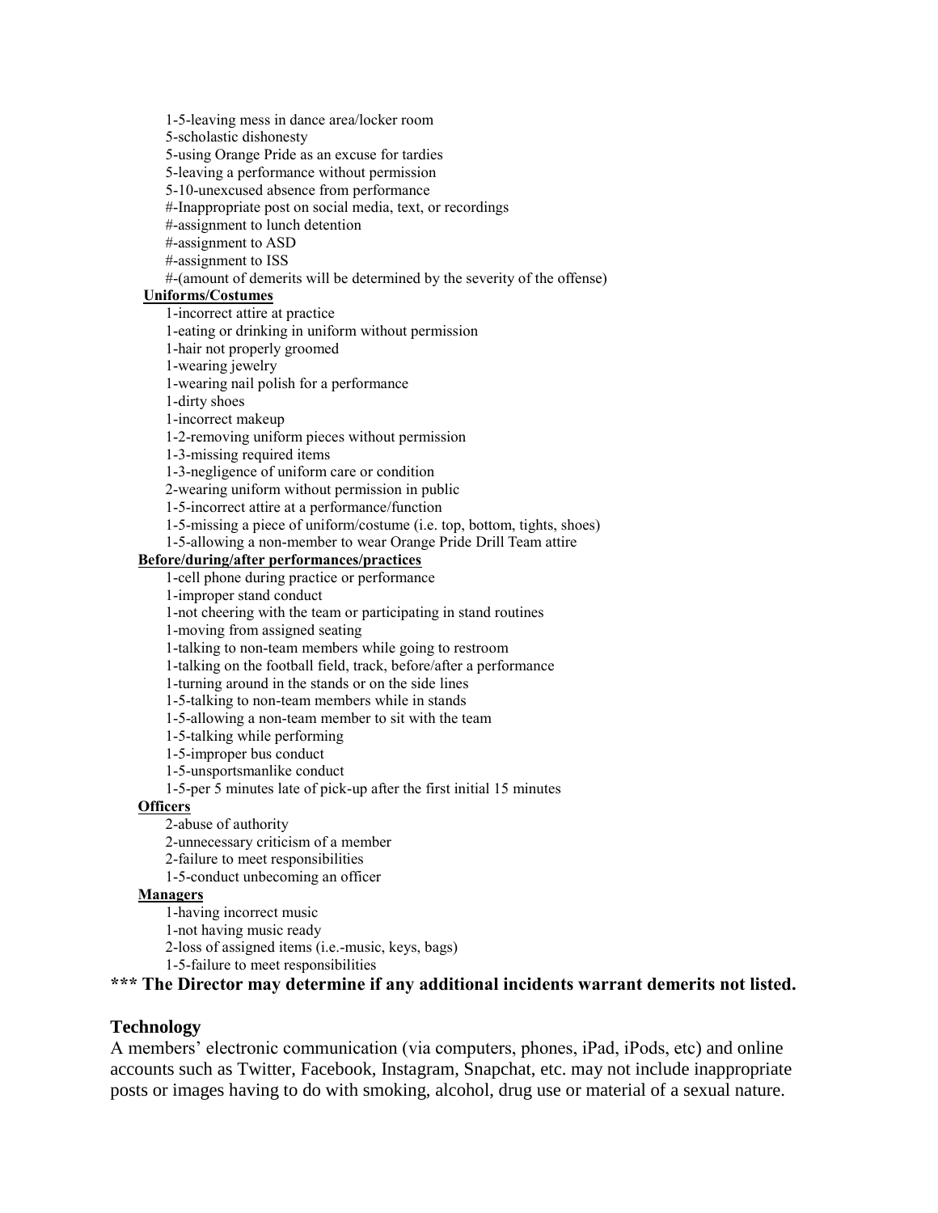1-5-leaving mess in dance area/locker room
5-scholastic dishonesty
5-using Orange Pride as an excuse for tardies
5-leaving a performance without permission
5-10-unexcused absence from performance
#-Inappropriate post on social media, text, or recordings
#-assignment to lunch detention
#-assignment to ASD
#-assignment to ISS
#-(amount of demerits will be determined by the severity of the offense)

**Uniforms/Costumes**

1-incorrect attire at practice
1-eating or drinking in uniform without permission
1-hair not properly groomed
1-wearing jewelry
1-wearing nail polish for a performance
1-dirty shoes
1-incorrect makeup
1-2-removing uniform pieces without permission
1-3-missing required items
1-3-negligence of uniform care or condition
2-wearing uniform without permission in public
1-5-incorrect attire at a performance/function
1-5-missing a piece of uniform/costume (i.e. top, bottom, tights, shoes)
1-5-allowing a non-member to wear Orange Pride Drill Team attire

**Before/during/after performances/practices**

1-cell phone during practice or performance
1-improper stand conduct
1-not cheering with the team or participating in stand routines
1-moving from assigned seating
1-talking to non-team members while going to restroom
1-talking on the football field, track, before/after a performance
1-turning around in the stands or on the side lines
1-5-talking to non-team members while in stands
1-5-allowing a non-team member to sit with the team
1-5-talking while performing
1-5-improper bus conduct
1-5-unsportsmanlike conduct
1-5-per 5 minutes late of pick-up after the first initial 15 minutes

**Officers**

2-abuse of authority
2-unnecessary criticism of a member
2-failure to meet responsibilities
1-5-conduct unbecoming an officer

**Managers**

1-having incorrect music
1-not having music ready
2-loss of assigned items (i.e.-music, keys, bags)
1-5-failure to meet responsibilities

**\*\*\* The Director may determine if any additional incidents warrant demerits not listed.**

## Technology

A members' electronic communication (via computers, phones, iPad, iPods, etc) and online accounts such as Twitter, Facebook, Instagram, Snapchat, etc. may not include inappropriate posts or images having to do with smoking, alcohol, drug use or material of a sexual nature.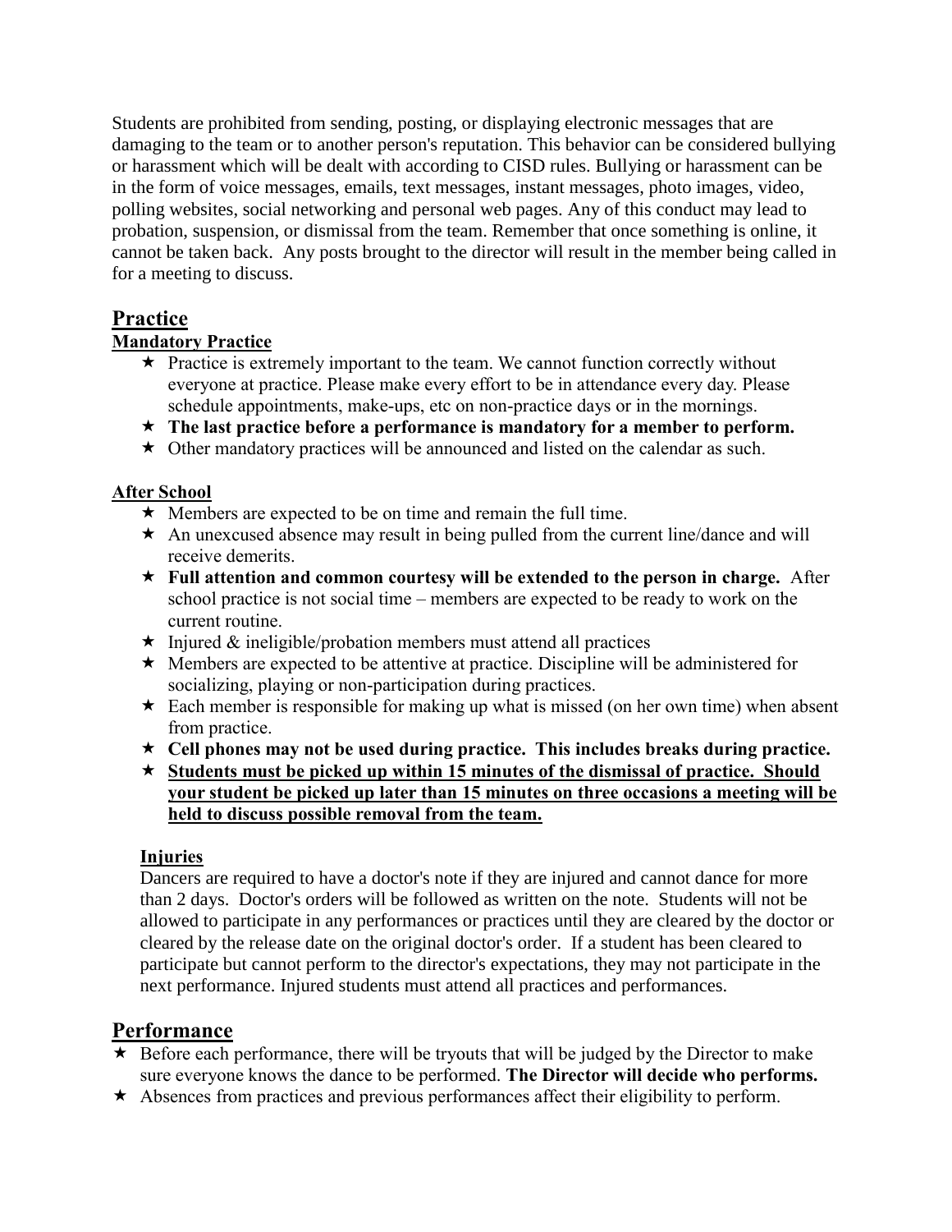Students are prohibited from sending, posting, or displaying electronic messages that are damaging to the team or to another person's reputation. This behavior can be considered bullying or harassment which will be dealt with according to CISD rules. Bullying or harassment can be in the form of voice messages, emails, text messages, instant messages, photo images, video, polling websites, social networking and personal web pages. Any of this conduct may lead to probation, suspension, or dismissal from the team. Remember that once something is online, it cannot be taken back. Any posts brought to the director will result in the member being called in for a meeting to discuss.

## Practice

### Mandatory Practice

- Practice is extremely important to the team. We cannot function correctly without everyone at practice. Please make every effort to be in attendance every day. Please schedule appointments, make-ups, etc on non-practice days or in the mornings.
- **The last practice before a performance is mandatory for a member to perform.**
- Other mandatory practices will be announced and listed on the calendar as such.

### After School

- Members are expected to be on time and remain the full time.
- An unexcused absence may result in being pulled from the current line/dance and will receive demerits.
- **Full attention and common courtesy will be extended to the person in charge.** After school practice is not social time – members are expected to be ready to work on the current routine.
- Injured & ineligible/probation members must attend all practices
- Members are expected to be attentive at practice. Discipline will be administered for socializing, playing or non-participation during practices.
- Each member is responsible for making up what is missed (on her own time) when absent from practice.
- **Cell phones may not be used during practice. This includes breaks during practice.**
- **Students must be picked up within 15 minutes of the dismissal of practice. Should your student be picked up later than 15 minutes on three occasions a meeting will be held to discuss possible removal from the team.**

### Injuries

Dancers are required to have a doctor's note if they are injured and cannot dance for more than 2 days. Doctor's orders will be followed as written on the note. Students will not be allowed to participate in any performances or practices until they are cleared by the doctor or cleared by the release date on the original doctor's order. If a student has been cleared to participate but cannot perform to the director's expectations, they may not participate in the next performance. Injured students must attend all practices and performances.

## Performance

- Before each performance, there will be tryouts that will be judged by the Director to make sure everyone knows the dance to be performed. **The Director will decide who performs.**
- Absences from practices and previous performances affect their eligibility to perform.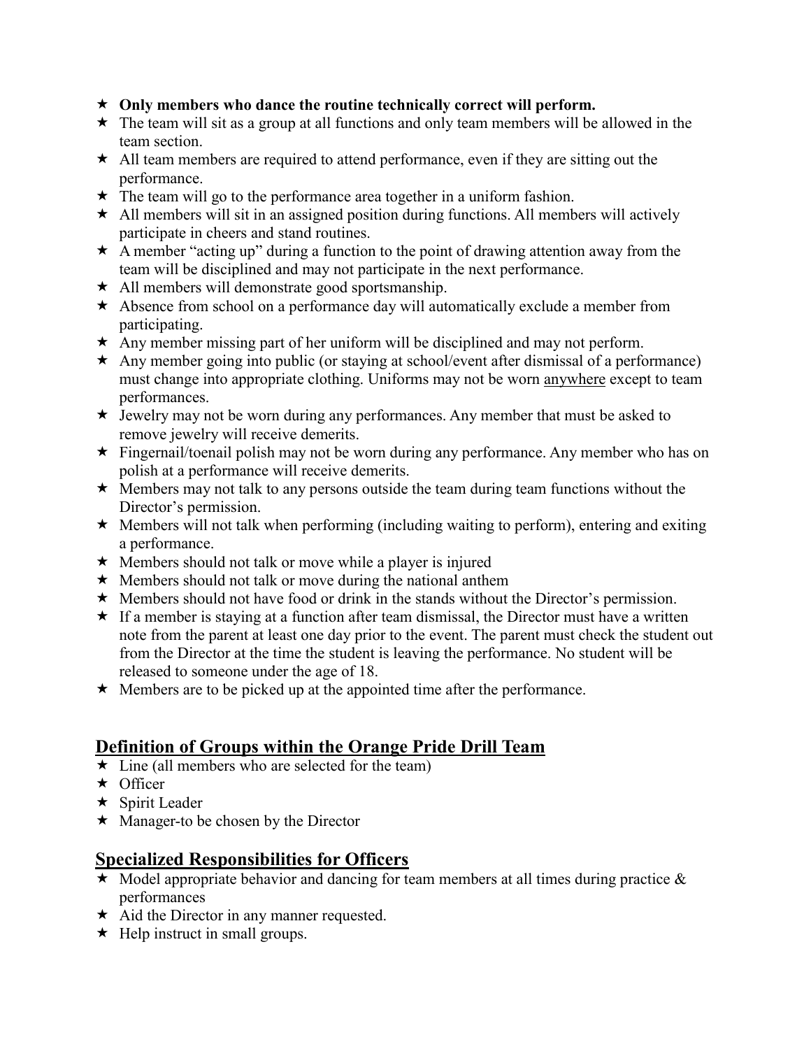- **Only members who dance the routine technically correct will perform.**
- The team will sit as a group at all functions and only team members will be allowed in the team section.
- All team members are required to attend performance, even if they are sitting out the performance.
- The team will go to the performance area together in a uniform fashion.
- All members will sit in an assigned position during functions. All members will actively participate in cheers and stand routines.
- A member "acting up" during a function to the point of drawing attention away from the team will be disciplined and may not participate in the next performance.
- All members will demonstrate good sportsmanship.
- Absence from school on a performance day will automatically exclude a member from participating.
- Any member missing part of her uniform will be disciplined and may not perform.
- Any member going into public (or staying at school/event after dismissal of a performance) must change into appropriate clothing. Uniforms may not be worn <u>anywhere</u> except to team performances.
- Jewelry may not be worn during any performances. Any member that must be asked to remove jewelry will receive demerits.
- Fingernail/toenail polish may not be worn during any performance. Any member who has on polish at a performance will receive demerits.
- Members may not talk to any persons outside the team during team functions without the Director's permission.
- Members will not talk when performing (including waiting to perform), entering and exiting a performance.
- Members should not talk or move while a player is injured
- Members should not talk or move during the national anthem
- Members should not have food or drink in the stands without the Director's permission.
- If a member is staying at a function after team dismissal, the Director must have a written note from the parent at least one day prior to the event. The parent must check the student out from the Director at the time the student is leaving the performance. No student will be released to someone under the age of 18.
- Members are to be picked up at the appointed time after the performance.

## Definition of Groups within the Orange Pride Drill Team

- Line (all members who are selected for the team)
- Officer
- Spirit Leader
- Manager-to be chosen by the Director

## Specialized Responsibilities for Officers

- Model appropriate behavior and dancing for team members at all times during practice & performances
- Aid the Director in any manner requested.
- Help instruct in small groups.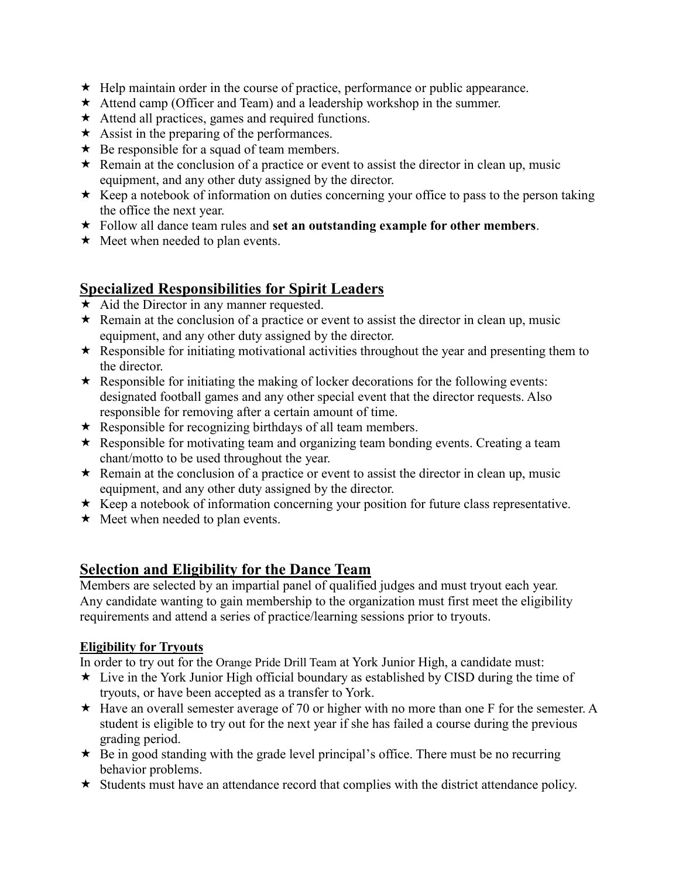- Help maintain order in the course of practice, performance or public appearance.
- Attend camp (Officer and Team) and a leadership workshop in the summer.
- Attend all practices, games and required functions.
- Assist in the preparing of the performances.
- Be responsible for a squad of team members.
- Remain at the conclusion of a practice or event to assist the director in clean up, music equipment, and any other duty assigned by the director.
- Keep a notebook of information on duties concerning your office to pass to the person taking the office the next year.
- Follow all dance team rules and **set an outstanding example for other members**.
- Meet when needed to plan events.

## Specialized Responsibilities for Spirit Leaders

- Aid the Director in any manner requested.
- Remain at the conclusion of a practice or event to assist the director in clean up, music equipment, and any other duty assigned by the director.
- Responsible for initiating motivational activities throughout the year and presenting them to the director.
- Responsible for initiating the making of locker decorations for the following events: designated football games and any other special event that the director requests. Also responsible for removing after a certain amount of time.
- Responsible for recognizing birthdays of all team members.
- Responsible for motivating team and organizing team bonding events. Creating a team chant/motto to be used throughout the year.
- Remain at the conclusion of a practice or event to assist the director in clean up, music equipment, and any other duty assigned by the director.
- Keep a notebook of information concerning your position for future class representative.
- Meet when needed to plan events.

## Selection and Eligibility for the Dance Team

Members are selected by an impartial panel of qualified judges and must tryout each year. Any candidate wanting to gain membership to the organization must first meet the eligibility requirements and attend a series of practice/learning sessions prior to tryouts.

### Eligibility for Tryouts

In order to try out for the Orange Pride Drill Team at York Junior High, a candidate must:

- Live in the York Junior High official boundary as established by CISD during the time of tryouts, or have been accepted as a transfer to York.
- Have an overall semester average of 70 or higher with no more than one F for the semester. A student is eligible to try out for the next year if she has failed a course during the previous grading period.
- Be in good standing with the grade level principal's office. There must be no recurring behavior problems.
- Students must have an attendance record that complies with the district attendance policy.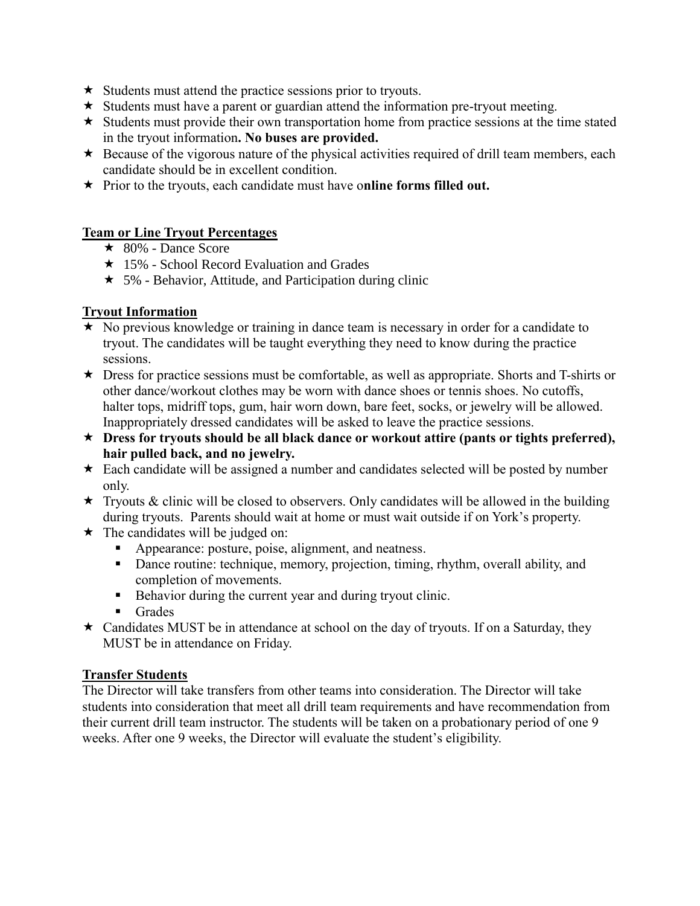- Students must attend the practice sessions prior to tryouts.
- Students must have a parent or guardian attend the information pre-tryout meeting.
- Students must provide their own transportation home from practice sessions at the time stated in the tryout information**. No buses are provided.**
- Because of the vigorous nature of the physical activities required of drill team members, each candidate should be in excellent condition.
- Prior to the tryouts, each candidate must have o**nline forms filled out.**

## Team or Line Tryout Percentages

- 80% - Dance Score
- 15% - School Record Evaluation and Grades
- 5% - Behavior, Attitude, and Participation during clinic

## Tryout Information

- No previous knowledge or training in dance team is necessary in order for a candidate to tryout. The candidates will be taught everything they need to know during the practice sessions.
- Dress for practice sessions must be comfortable, as well as appropriate. Shorts and T-shirts or other dance/workout clothes may be worn with dance shoes or tennis shoes. No cutoffs, halter tops, midriff tops, gum, hair worn down, bare feet, socks, or jewelry will be allowed. Inappropriately dressed candidates will be asked to leave the practice sessions.
- **Dress for tryouts should be all black dance or workout attire (pants or tights preferred), hair pulled back, and no jewelry.**
- Each candidate will be assigned a number and candidates selected will be posted by number only.
- Tryouts & clinic will be closed to observers. Only candidates will be allowed in the building during tryouts. Parents should wait at home or must wait outside if on York's property.
- The candidates will be judged on:
  - Appearance: posture, poise, alignment, and neatness.
  - Dance routine: technique, memory, projection, timing, rhythm, overall ability, and completion of movements.
  - Behavior during the current year and during tryout clinic.
  - Grades
- Candidates MUST be in attendance at school on the day of tryouts. If on a Saturday, they MUST be in attendance on Friday.

## Transfer Students

The Director will take transfers from other teams into consideration. The Director will take students into consideration that meet all drill team requirements and have recommendation from their current drill team instructor. The students will be taken on a probationary period of one 9 weeks. After one 9 weeks, the Director will evaluate the student's eligibility.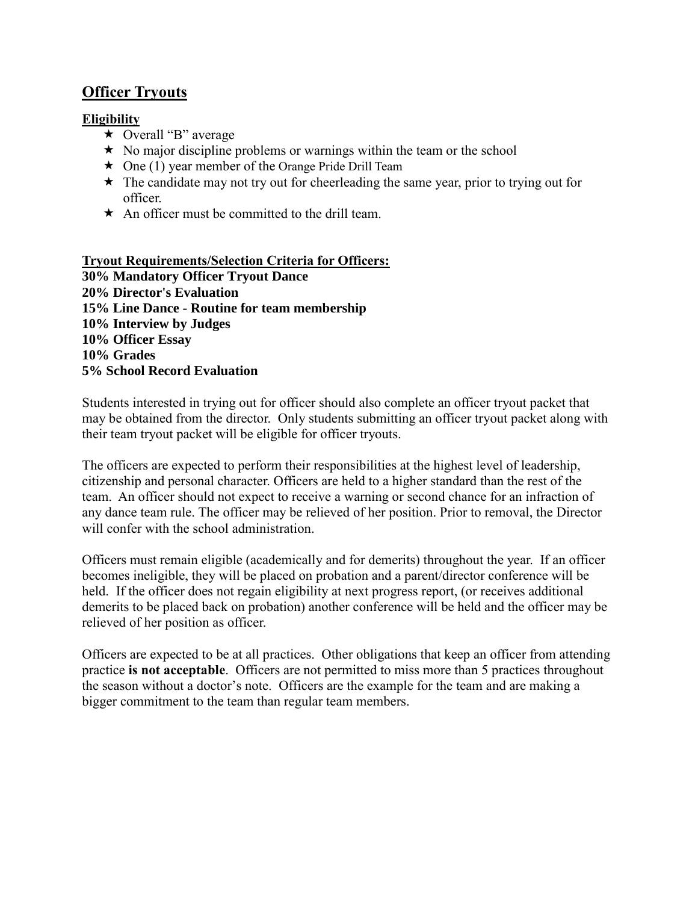## Officer Tryouts

### Eligibility

- ★ Overall "B" average
- ★ No major discipline problems or warnings within the team or the school
- ★ One (1) year member of the Orange Pride Drill Team
- ★ The candidate may not try out for cheerleading the same year, prior to trying out for officer.
- ★ An officer must be committed to the drill team.

**Tryout Requirements/Selection Criteria for Officers:**

**30% Mandatory Officer Tryout Dance**
**20% Director's Evaluation**
**15% Line Dance - Routine for team membership**
**10% Interview by Judges**
**10% Officer Essay**
**10% Grades**
**5% School Record Evaluation**

Students interested in trying out for officer should also complete an officer tryout packet that may be obtained from the director. Only students submitting an officer tryout packet along with their team tryout packet will be eligible for officer tryouts.

The officers are expected to perform their responsibilities at the highest level of leadership, citizenship and personal character. Officers are held to a higher standard than the rest of the team. An officer should not expect to receive a warning or second chance for an infraction of any dance team rule. The officer may be relieved of her position. Prior to removal, the Director will confer with the school administration.

Officers must remain eligible (academically and for demerits) throughout the year. If an officer becomes ineligible, they will be placed on probation and a parent/director conference will be held. If the officer does not regain eligibility at next progress report, (or receives additional demerits to be placed back on probation) another conference will be held and the officer may be relieved of her position as officer.

Officers are expected to be at all practices. Other obligations that keep an officer from attending practice **is not acceptable**. Officers are not permitted to miss more than 5 practices throughout the season without a doctor's note. Officers are the example for the team and are making a bigger commitment to the team than regular team members.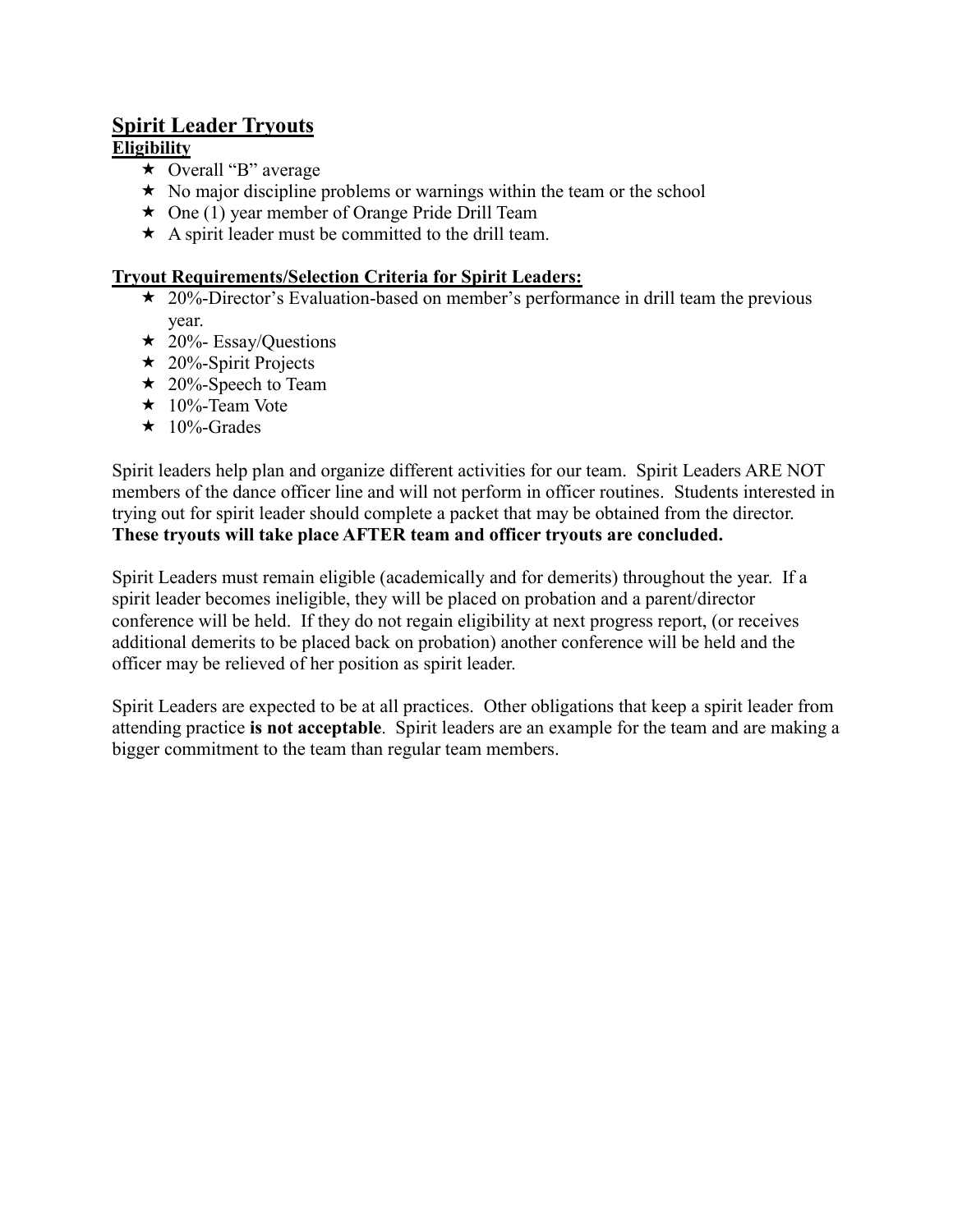## Spirit Leader Tryouts

### Eligibility

- Overall "B" average
- No major discipline problems or warnings within the team or the school
- One (1) year member of Orange Pride Drill Team
- A spirit leader must be committed to the drill team.

### Tryout Requirements/Selection Criteria for Spirit Leaders:

- 20%-Director's Evaluation-based on member's performance in drill team the previous year.
- 20%- Essay/Questions
- 20%-Spirit Projects
- 20%-Speech to Team
- 10%-Team Vote
- 10%-Grades

Spirit leaders help plan and organize different activities for our team. Spirit Leaders ARE NOT members of the dance officer line and will not perform in officer routines. Students interested in trying out for spirit leader should complete a packet that may be obtained from the director. **These tryouts will take place AFTER team and officer tryouts are concluded.**

Spirit Leaders must remain eligible (academically and for demerits) throughout the year. If a spirit leader becomes ineligible, they will be placed on probation and a parent/director conference will be held. If they do not regain eligibility at next progress report, (or receives additional demerits to be placed back on probation) another conference will be held and the officer may be relieved of her position as spirit leader.

Spirit Leaders are expected to be at all practices. Other obligations that keep a spirit leader from attending practice **is not acceptable**. Spirit leaders are an example for the team and are making a bigger commitment to the team than regular team members.